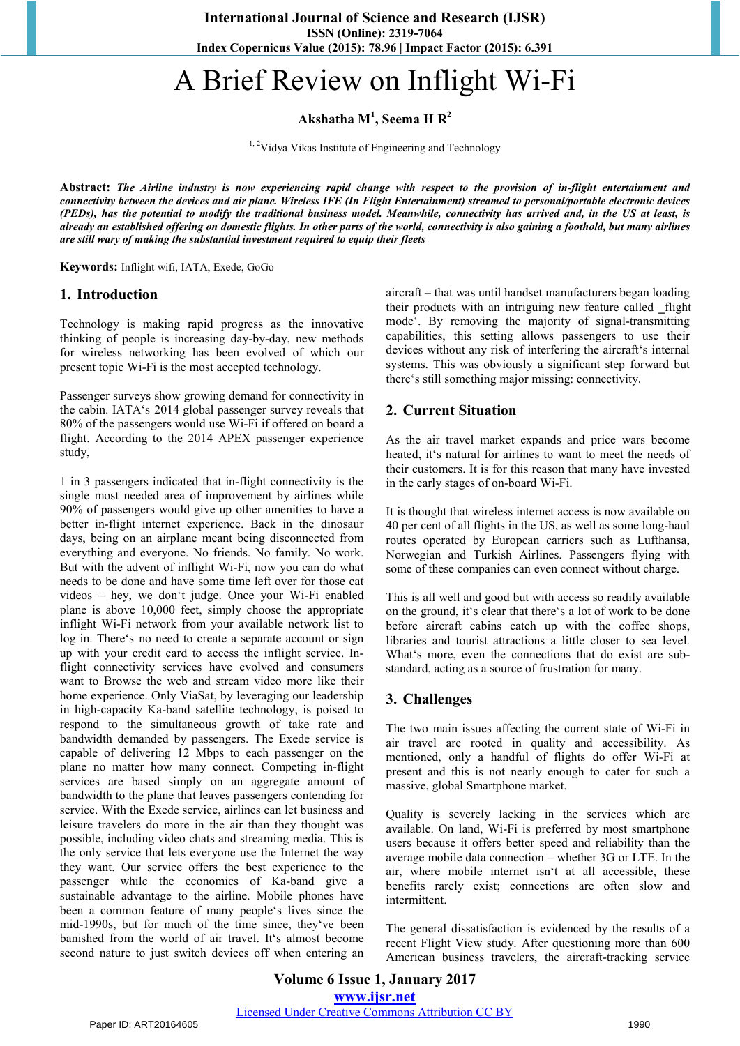# A Brief Review on Inflight Wi-Fi

**Akshatha M[1], Seema H R[2]**

[1, 2]Vidya Vikas Institute of Engineering and Technology

**Abstract:** ***The Airline industry is now experiencing rapid change with respect to the provision of in-flight entertainment and connectivity between the devices and air plane. Wireless IFE (In Flight Entertainment) streamed to personal/portable electronic devices (PEDs), has the potential to modify the traditional business model. Meanwhile, connectivity has arrived and, in the US at least, is already an established offering on domestic flights. In other parts of the world, connectivity is also gaining a foothold, but many airlines are still wary of making the substantial investment required to equip their fleets***

**Keywords:** Inflight wifi, IATA, Exede, GoGo

## 1. Introduction

Technology is making rapid progress as the innovative thinking of people is increasing day-by-day, new methods for wireless networking has been evolved of which our present topic Wi-Fi is the most accepted technology.

Passenger surveys show growing demand for connectivity in the cabin. IATA‗s 2014 global passenger survey reveals that 80% of the passengers would use Wi-Fi if offered on board a flight. According to the 2014 APEX passenger experience study,

1 in 3 passengers indicated that in-flight connectivity is the single most needed area of improvement by airlines while 90% of passengers would give up other amenities to have a better in-flight internet experience. Back in the dinosaur days, being on an airplane meant being disconnected from everything and everyone. No friends. No family. No work. But with the advent of inflight Wi-Fi, now you can do what needs to be done and have some time left over for those cat videos – hey, we don‗t judge. Once your Wi-Fi enabled plane is above 10,000 feet, simply choose the appropriate inflight Wi-Fi network from your available network list to log in. There‗s no need to create a separate account or sign up with your credit card to access the inflight service. In-flight connectivity services have evolved and consumers want to Browse the web and stream video more like their home experience. Only ViaSat, by leveraging our leadership in high-capacity Ka-band satellite technology, is poised to respond to the simultaneous growth of take rate and bandwidth demanded by passengers. The Exede service is capable of delivering 12 Mbps to each passenger on the plane no matter how many connect. Competing in-flight services are based simply on an aggregate amount of bandwidth to the plane that leaves passengers contending for service. With the Exede service, airlines can let business and leisure travelers do more in the air than they thought was possible, including video chats and streaming media. This is the only service that lets everyone use the Internet the way they want. Our service offers the best experience to the passenger while the economics of Ka-band give a sustainable advantage to the airline. Mobile phones have been a common feature of many people‗s lives since the mid-1990s, but for much of the time since, they‗ve been banished from the world of air travel. It‗s almost become second nature to just switch devices off when entering an aircraft – that was until handset manufacturers began loading their products with an intriguing new feature called ‗flight mode‗. By removing the majority of signal-transmitting capabilities, this setting allows passengers to use their devices without any risk of interfering the aircraft‗s internal systems. This was obviously a significant step forward but there‗s still something major missing: connectivity.

## 2. Current Situation

As the air travel market expands and price wars become heated, it‗s natural for airlines to want to meet the needs of their customers. It is for this reason that many have invested in the early stages of on-board Wi-Fi.

It is thought that wireless internet access is now available on 40 per cent of all flights in the US, as well as some long-haul routes operated by European carriers such as Lufthansa, Norwegian and Turkish Airlines. Passengers flying with some of these companies can even connect without charge.

This is all well and good but with access so readily available on the ground, it‗s clear that there‗s a lot of work to be done before aircraft cabins catch up with the coffee shops, libraries and tourist attractions a little closer to sea level. What‗s more, even the connections that do exist are sub-standard, acting as a source of frustration for many.

## 3. Challenges

The two main issues affecting the current state of Wi-Fi in air travel are rooted in quality and accessibility. As mentioned, only a handful of flights do offer Wi-Fi at present and this is not nearly enough to cater for such a massive, global Smartphone market.

Quality is severely lacking in the services which are available. On land, Wi-Fi is preferred by most smartphone users because it offers better speed and reliability than the average mobile data connection – whether 3G or LTE. In the air, where mobile internet isn‗t at all accessible, these benefits rarely exist; connections are often slow and intermittent.

The general dissatisfaction is evidenced by the results of a recent Flight View study. After questioning more than 600 American business travelers, the aircraft-tracking service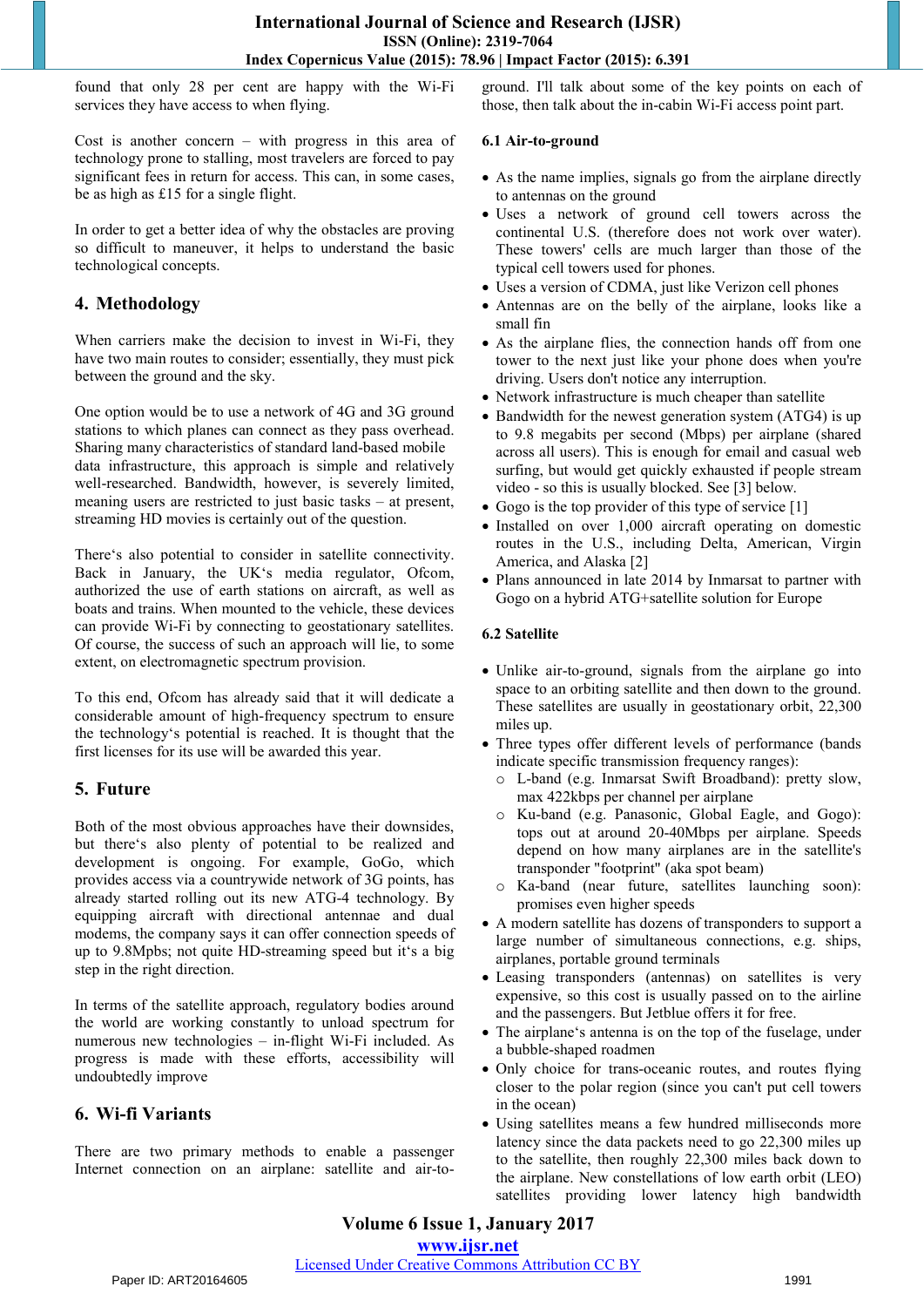found that only 28 per cent are happy with the Wi-Fi services they have access to when flying.

Cost is another concern – with progress in this area of technology prone to stalling, most travelers are forced to pay significant fees in return for access. This can, in some cases, be as high as £15 for a single flight.

In order to get a better idea of why the obstacles are proving so difficult to maneuver, it helps to understand the basic technological concepts.

## 4. Methodology

When carriers make the decision to invest in Wi-Fi, they have two main routes to consider; essentially, they must pick between the ground and the sky.

One option would be to use a network of 4G and 3G ground stations to which planes can connect as they pass overhead. Sharing many characteristics of standard land-based mobile data infrastructure, this approach is simple and relatively well-researched. Bandwidth, however, is severely limited, meaning users are restricted to just basic tasks – at present, streaming HD movies is certainly out of the question.

There's also potential to consider in satellite connectivity. Back in January, the UK's media regulator, Ofcom, authorized the use of earth stations on aircraft, as well as boats and trains. When mounted to the vehicle, these devices can provide Wi-Fi by connecting to geostationary satellites. Of course, the success of such an approach will lie, to some extent, on electromagnetic spectrum provision.

To this end, Ofcom has already said that it will dedicate a considerable amount of high-frequency spectrum to ensure the technology's potential is reached. It is thought that the first licenses for its use will be awarded this year.

## 5. Future

Both of the most obvious approaches have their downsides, but there's also plenty of potential to be realized and development is ongoing. For example, GoGo, which provides access via a countrywide network of 3G points, has already started rolling out its new ATG-4 technology. By equipping aircraft with directional antennae and dual modems, the company says it can offer connection speeds of up to 9.8Mpbs; not quite HD-streaming speed but it's a big step in the right direction.

In terms of the satellite approach, regulatory bodies around the world are working constantly to unload spectrum for numerous new technologies – in-flight Wi-Fi included. As progress is made with these efforts, accessibility will undoubtedly improve

## 6. Wi-fi Variants

There are two primary methods to enable a passenger Internet connection on an airplane: satellite and air-to-ground. I'll talk about some of the key points on each of those, then talk about the in-cabin Wi-Fi access point part.

### 6.1 Air-to-ground

- As the name implies, signals go from the airplane directly to antennas on the ground
- Uses a network of ground cell towers across the continental U.S. (therefore does not work over water). These towers' cells are much larger than those of the typical cell towers used for phones.
- Uses a version of CDMA, just like Verizon cell phones
- Antennas are on the belly of the airplane, looks like a small fin
- As the airplane flies, the connection hands off from one tower to the next just like your phone does when you're driving. Users don't notice any interruption.
- Network infrastructure is much cheaper than satellite
- Bandwidth for the newest generation system (ATG4) is up to 9.8 megabits per second (Mbps) per airplane (shared across all users). This is enough for email and casual web surfing, but would get quickly exhausted if people stream video - so this is usually blocked. See [3] below.
- Gogo is the top provider of this type of service [1]
- Installed on over 1,000 aircraft operating on domestic routes in the U.S., including Delta, American, Virgin America, and Alaska [2]
- Plans announced in late 2014 by Inmarsat to partner with Gogo on a hybrid ATG+satellite solution for Europe

### 6.2 Satellite

- Unlike air-to-ground, signals from the airplane go into space to an orbiting satellite and then down to the ground. These satellites are usually in geostationary orbit, 22,300 miles up.
- Three types offer different levels of performance (bands indicate specific transmission frequency ranges):
  - L-band (e.g. Inmarsat Swift Broadband): pretty slow, max 422kbps per channel per airplane
  - Ku-band (e.g. Panasonic, Global Eagle, and Gogo): tops out at around 20-40Mbps per airplane. Speeds depend on how many airplanes are in the satellite's transponder "footprint" (aka spot beam)
  - Ka-band (near future, satellites launching soon): promises even higher speeds
- A modern satellite has dozens of transponders to support a large number of simultaneous connections, e.g. ships, airplanes, portable ground terminals
- Leasing transponders (antennas) on satellites is very expensive, so this cost is usually passed on to the airline and the passengers. But Jetblue offers it for free.
- The airplane's antenna is on the top of the fuselage, under a bubble-shaped roadmen
- Only choice for trans-oceanic routes, and routes flying closer to the polar region (since you can't put cell towers in the ocean)
- Using satellites means a few hundred milliseconds more latency since the data packets need to go 22,300 miles up to the satellite, then roughly 22,300 miles back down to the airplane. New constellations of low earth orbit (LEO) satellites providing lower latency high bandwidth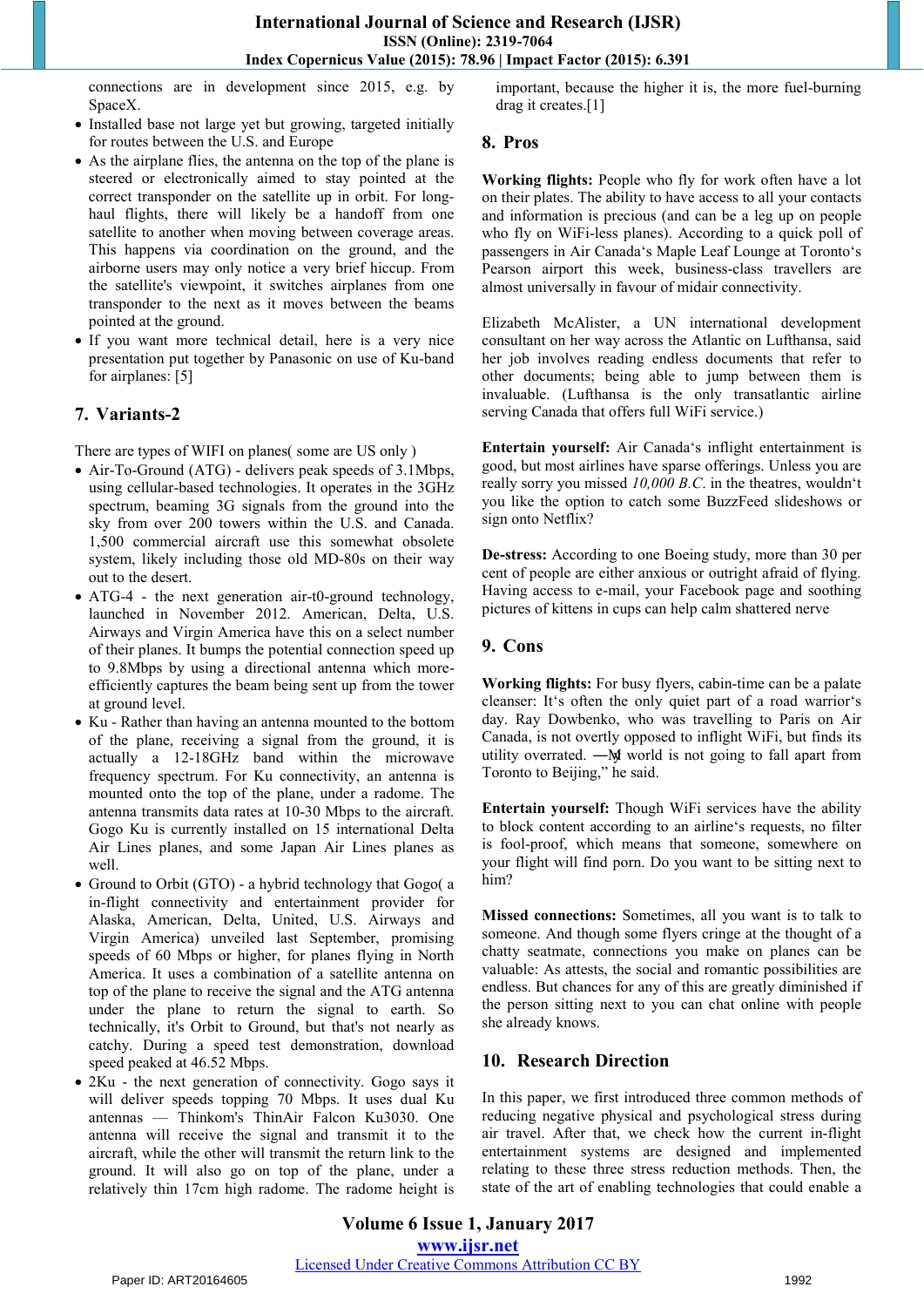connections are in development since 2015, e.g. by SpaceX.

- Installed base not large yet but growing, targeted initially for routes between the U.S. and Europe
- As the airplane flies, the antenna on the top of the plane is steered or electronically aimed to stay pointed at the correct transponder on the satellite up in orbit. For long-haul flights, there will likely be a handoff from one satellite to another when moving between coverage areas. This happens via coordination on the ground, and the airborne users may only notice a very brief hiccup. From the satellite's viewpoint, it switches airplanes from one transponder to the next as it moves between the beams pointed at the ground.
- If you want more technical detail, here is a very nice presentation put together by Panasonic on use of Ku-band for airplanes: [5]

## 7. Variants-2

There are types of WIFI on planes( some are US only )

- Air-To-Ground (ATG) - delivers peak speeds of 3.1Mbps, using cellular-based technologies. It operates in the 3GHz spectrum, beaming 3G signals from the ground into the sky from over 200 towers within the U.S. and Canada. 1,500 commercial aircraft use this somewhat obsolete system, likely including those old MD-80s on their way out to the desert.
- ATG-4 - the next generation air-t0-ground technology, launched in November 2012. American, Delta, U.S. Airways and Virgin America have this on a select number of their planes. It bumps the potential connection speed up to 9.8Mbps by using a directional antenna which more-efficiently captures the beam being sent up from the tower at ground level.
- Ku - Rather than having an antenna mounted to the bottom of the plane, receiving a signal from the ground, it is actually a 12-18GHz band within the microwave frequency spectrum. For Ku connectivity, an antenna is mounted onto the top of the plane, under a radome. The antenna transmits data rates at 10-30 Mbps to the aircraft. Gogo Ku is currently installed on 15 international Delta Air Lines planes, and some Japan Air Lines planes as well.
- Ground to Orbit (GTO) - a hybrid technology that Gogo( a in-flight connectivity and entertainment provider for Alaska, American, Delta, United, U.S. Airways and Virgin America) unveiled last September, promising speeds of 60 Mbps or higher, for planes flying in North America. It uses a combination of a satellite antenna on top of the plane to receive the signal and the ATG antenna under the plane to return the signal to earth. So technically, it's Orbit to Ground, but that's not nearly as catchy. During a speed test demonstration, download speed peaked at 46.52 Mbps.
- 2Ku - the next generation of connectivity. Gogo says it will deliver speeds topping 70 Mbps. It uses dual Ku antennas — Thinkom's ThinAir Falcon Ku3030. One antenna will receive the signal and transmit it to the aircraft, while the other will transmit the return link to the ground. It will also go on top of the plane, under a relatively thin 17cm high radome. The radome height is important, because the higher it is, the more fuel-burning drag it creates.[1]

## 8. Pros

**Working flights:** People who fly for work often have a lot on their plates. The ability to have access to all your contacts and information is precious (and can be a leg up on people who fly on WiFi-less planes). According to a quick poll of passengers in Air Canada's Maple Leaf Lounge at Toronto's Pearson airport this week, business-class travellers are almost universally in favour of midair connectivity.

Elizabeth McAlister, a UN international development consultant on her way across the Atlantic on Lufthansa, said her job involves reading endless documents that refer to other documents; being able to jump between them is invaluable. (Lufthansa is the only transatlantic airline serving Canada that offers full WiFi service.)

**Entertain yourself:** Air Canada's inflight entertainment is good, but most airlines have sparse offerings. Unless you are really sorry you missed *10,000 B.C.* in the theatres, wouldn't you like the option to catch some BuzzFeed slideshows or sign onto Netflix?

**De-stress:** According to one Boeing study, more than 30 per cent of people are either anxious or outright afraid of flying. Having access to e-mail, your Facebook page and soothing pictures of kittens in cups can help calm shattered nerve

## 9. Cons

**Working flights:** For busy flyers, cabin-time can be a palate cleanser: It's often the only quiet part of a road warrior's day. Ray Dowbenko, who was travelling to Paris on Air Canada, is not overtly opposed to inflight WiFi, but finds its utility overrated. ―My world is not going to fall apart from Toronto to Beijing," he said.

**Entertain yourself:** Though WiFi services have the ability to block content according to an airline's requests, no filter is fool-proof, which means that someone, somewhere on your flight will find porn. Do you want to be sitting next to him?

**Missed connections:** Sometimes, all you want is to talk to someone. And though some flyers cringe at the thought of a chatty seatmate, connections you make on planes can be valuable: As attests, the social and romantic possibilities are endless. But chances for any of this are greatly diminished if the person sitting next to you can chat online with people she already knows.

## 10. Research Direction

In this paper, we first introduced three common methods of reducing negative physical and psychological stress during air travel. After that, we check how the current in-flight entertainment systems are designed and implemented relating to these three stress reduction methods. Then, the state of the art of enabling technologies that could enable a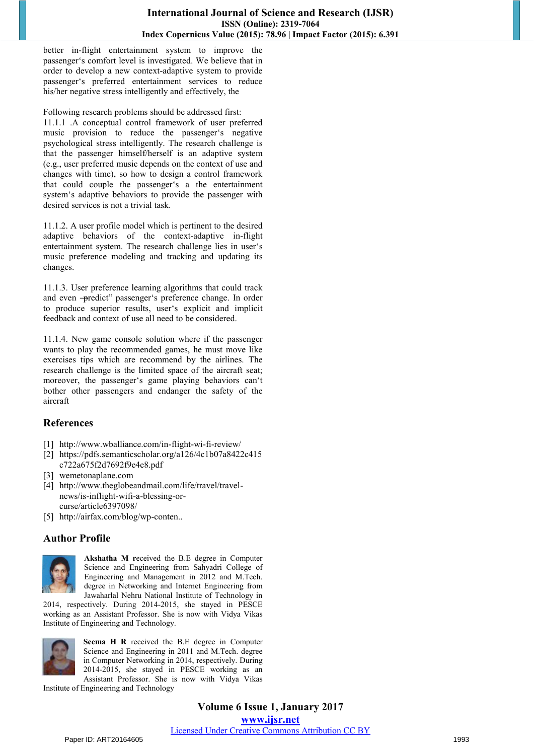better in-flight entertainment system to improve the passenger‘s comfort level is investigated. We believe that in order to develop a new context-adaptive system to provide passenger‘s preferred entertainment services to reduce his/her negative stress intelligently and effectively, the

Following research problems should be addressed first:

11.1.1 .A conceptual control framework of user preferred music provision to reduce the passenger‘s negative psychological stress intelligently. The research challenge is that the passenger himself/herself is an adaptive system (e.g., user preferred music depends on the context of use and changes with time), so how to design a control framework that could couple the passenger‘s a the entertainment system‘s adaptive behaviors to provide the passenger with desired services is not a trivial task.

11.1.2. A user profile model which is pertinent to the desired adaptive behaviors of the context-adaptive in-flight entertainment system. The research challenge lies in user‘s music preference modeling and tracking and updating its changes.

11.1.3. User preference learning algorithms that could track and even ―predict" passenger‘s preference change. In order to produce superior results, user‘s explicit and implicit feedback and context of use all need to be considered.

11.1.4. New game console solution where if the passenger wants to play the recommended games, he must move like exercises tips which are recommend by the airlines. The research challenge is the limited space of the aircraft seat; moreover, the passenger‘s game playing behaviors can‘t bother other passengers and endanger the safety of the aircraft

## References

[1] http://www.wballiance.com/in-flight-wi-fi-review/
[2] https://pdfs.semanticscholar.org/a126/4c1b07a8422c415c722a675f2d7692f9e4e8.pdf
[3] wemetonaplane.com
[4] http://www.theglobeandmail.com/life/travel/travel-news/is-inflight-wifi-a-blessing-or-curse/article6397098/
[5] http://airfax.com/blog/wp-conten..

## Author Profile

**Akshatha M r**eceived the B.E degree in Computer Science and Engineering from Sahyadri College of Engineering and Management in 2012 and M.Tech. degree in Networking and Internet Engineering from Jawaharlal Nehru National Institute of Technology in 2014, respectively. During 2014-2015, she stayed in PESCE working as an Assistant Professor. She is now with Vidya Vikas Institute of Engineering and Technology.

**Seema H R** received the B.E degree in Computer Science and Engineering in 2011 and M.Tech. degree in Computer Networking in 2014, respectively. During 2014-2015, she stayed in PESCE working as an Assistant Professor. She is now with Vidya Vikas Institute of Engineering and Technology